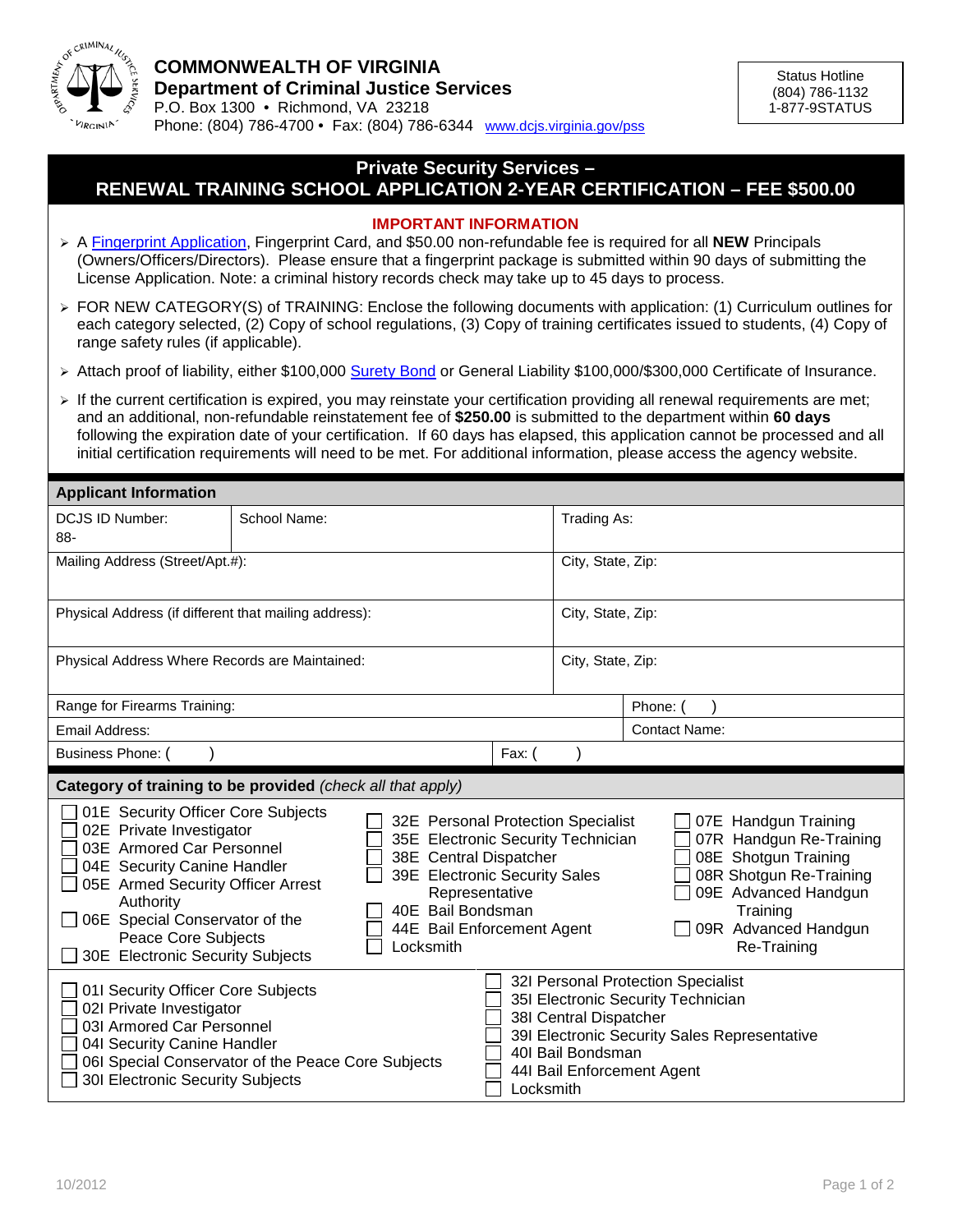**COMMONWEALTH OF VIRGINIA**
**Department of Criminal Justice Services**
P.O. Box 1300 • Richmond, VA 23218
Phone: (804) 786-4700 • Fax: (804) 786-6344 www.dcjs.virginia.gov/pss

Status Hotline
(804) 786-1132
1-877-9STATUS

# Private Security Services – RENEWAL TRAINING SCHOOL APPLICATION 2-YEAR CERTIFICATION – FEE $500.00

## IMPORTANT INFORMATION

- A Fingerprint Application, Fingerprint Card, and $50.00 non-refundable fee is required for all **NEW** Principals (Owners/Officers/Directors). Please ensure that a fingerprint package is submitted within 90 days of submitting the License Application. Note: a criminal history records check may take up to 45 days to process.
- FOR NEW CATEGORY(S) of TRAINING: Enclose the following documents with application: (1) Curriculum outlines for each category selected, (2) Copy of school regulations, (3) Copy of training certificates issued to students, (4) Copy of range safety rules (if applicable).
- Attach proof of liability, either $100,000 Surety Bond or General Liability $100,000/$300,000 Certificate of Insurance.
- If the current certification is expired, you may reinstate your certification providing all renewal requirements are met; and an additional, non-refundable reinstatement fee of **$250.00** is submitted to the department within **60 days** following the expiration date of your certification. If 60 days has elapsed, this application cannot be processed and all initial certification requirements will need to be met. For additional information, please access the agency website.

## Applicant Information

| DCJS ID Number: 88- | School Name: | Trading As: |
|---|---|---|
| Mailing Address (Street/Apt.#): | | City, State, Zip: |
| Physical Address (if different that mailing address): | | City, State, Zip: |
| Physical Address Where Records are Maintained: | | City, State, Zip: |
| Range for Firearms Training: | | Phone: ( ) |
| Email Address: | | Contact Name: |
| Business Phone: ( ) | Fax: ( ) | |

## Category of training to be provided *(check all that apply)*

- ☐ 01E Security Officer Core Subjects
- ☐ 02E Private Investigator
- ☐ 03E Armored Car Personnel
- ☐ 04E Security Canine Handler
- ☐ 05E Armed Security Officer Arrest Authority
- ☐ 06E Special Conservator of the Peace Core Subjects
- ☐ 30E Electronic Security Subjects
- ☐ 32E Personal Protection Specialist
- ☐ 35E Electronic Security Technician
- ☐ 38E Central Dispatcher
- ☐ 39E Electronic Security Sales Representative
- ☐ 40E Bail Bondsman
- ☐ 44E Bail Enforcement Agent
- ☐ Locksmith
- ☐ 07E Handgun Training
- ☐ 07R Handgun Re-Training
- ☐ 08E Shotgun Training
- ☐ 08R Shotgun Re-Training
- ☐ 09E Advanced Handgun Training
- ☐ 09R Advanced Handgun Re-Training

---

- ☐ 01I Security Officer Core Subjects
- ☐ 02I Private Investigator
- ☐ 03I Armored Car Personnel
- ☐ 04I Security Canine Handler
- ☐ 06I Special Conservator of the Peace Core Subjects
- ☐ 30I Electronic Security Subjects
- ☐ 32I Personal Protection Specialist
- ☐ 35I Electronic Security Technician
- ☐ 38I Central Dispatcher
- ☐ 39I Electronic Security Sales Representative
- ☐ 40I Bail Bondsman
- ☐ 44I Bail Enforcement Agent
- ☐ Locksmith

10/2012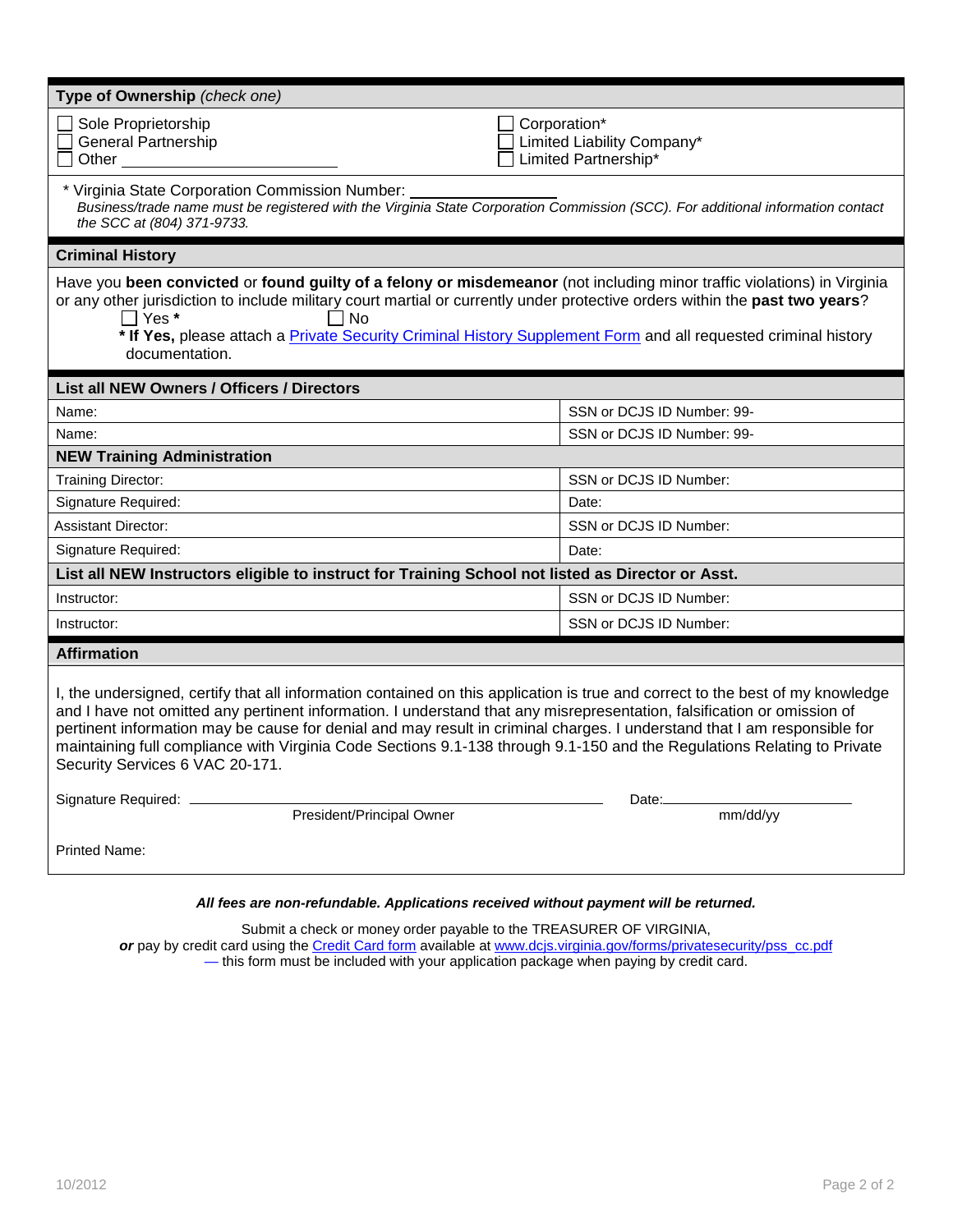## Type of Ownership *(check one)*

- ☐ Sole Proprietorship
- ☐ General Partnership
- ☐ Other ____________________
- ☐ Corporation*
- ☐ Limited Liability Company*
- ☐ Limited Partnership*

\* Virginia State Corporation Commission Number: ______________

*Business/trade name must be registered with the Virginia State Corporation Commission (SCC). For additional information contact the SCC at (804) 371-9733.*

## Criminal History

Have you **been convicted** or **found guilty of a felony or misdemeanor** (not including minor traffic violations) in Virginia or any other jurisdiction to include military court martial or currently under protective orders within the **past two years**?

☐ Yes **\*** ☐ No

**\* If Yes,** please attach a Private Security Criminal History Supplement Form and all requested criminal history documentation.

| List all NEW Owners / Officers / Directors | |
|---|---|
| Name: | SSN or DCJS ID Number: 99- |
| Name: | SSN or DCJS ID Number: 99- |
| **NEW Training Administration** | |
| Training Director: | SSN or DCJS ID Number: |
| Signature Required: | Date: |
| Assistant Director: | SSN or DCJS ID Number: |
| Signature Required: | Date: |
| **List all NEW Instructors eligible to instruct for Training School not listed as Director or Asst.** | |
| Instructor: | SSN or DCJS ID Number: |
| Instructor: | SSN or DCJS ID Number: |

## Affirmation

I, the undersigned, certify that all information contained on this application is true and correct to the best of my knowledge and I have not omitted any pertinent information. I understand that any misrepresentation, falsification or omission of pertinent information may be cause for denial and may result in criminal charges. I understand that I am responsible for maintaining full compliance with Virginia Code Sections 9.1-138 through 9.1-150 and the Regulations Relating to Private Security Services 6 VAC 20-171.

Signature Required: ________________________________ Date: ______________

President/Principal Owner mm/dd/yy

Printed Name:

***All fees are non-refundable. Applications received without payment will be returned.***

Submit a check or money order payable to the TREASURER OF VIRGINIA,
***or*** pay by credit card using the Credit Card form available at www.dcjs.virginia.gov/forms/privatesecurity/pss_cc.pdf — this form must be included with your application package when paying by credit card.

10/2012